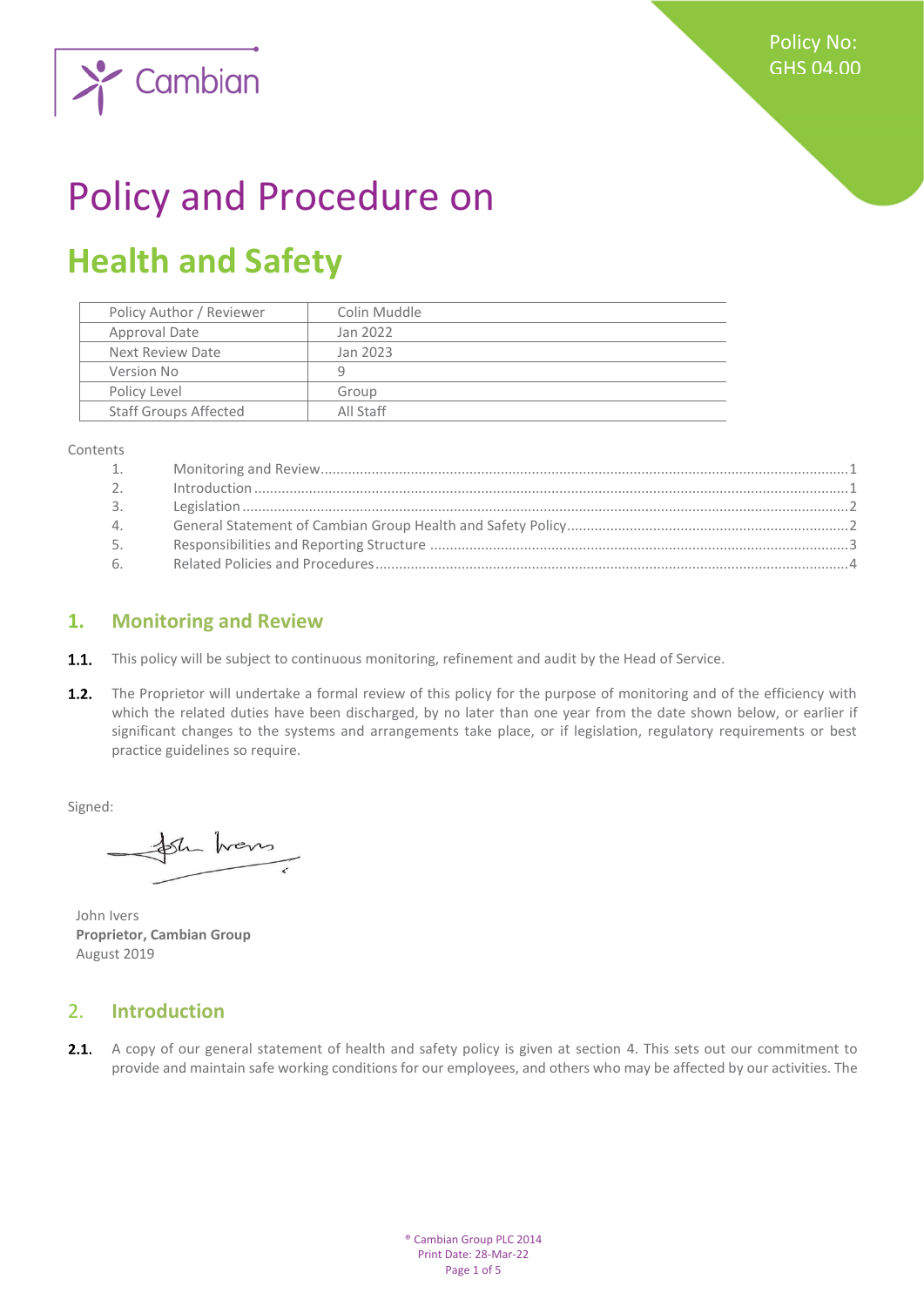Cambian

Policy No: GHS 04.00

# Policy and Procedure on

# Health and Safety

| Policy Author / Reviewer | Colin Muddle |
|---|---|
| Approval Date | Jan 2022 |
| Next Review Date | Jan 2023 |
| Version No | 9 |
| Policy Level | Group |
| Staff Groups Affected | All Staff |

Contents

1. Monitoring and Review ........ 1
2. Introduction ........ 1
3. Legislation ........ 2
4. General Statement of Cambian Group Health and Safety Policy ........ 2
5. Responsibilities and Reporting Structure ........ 3
6. Related Policies and Procedures ........ 4

## 1. Monitoring and Review

**1.1.** This policy will be subject to continuous monitoring, refinement and audit by the Head of Service.

**1.2.** The Proprietor will undertake a formal review of this policy for the purpose of monitoring and of the efficiency with which the related duties have been discharged, by no later than one year from the date shown below, or earlier if significant changes to the systems and arrangements take place, or if legislation, regulatory requirements or best practice guidelines so require.

Signed:

John Ivers
**Proprietor, Cambian Group**
August 2019

## 2. Introduction

**2.1.** A copy of our general statement of health and safety policy is given at section 4. This sets out our commitment to provide and maintain safe working conditions for our employees, and others who may be affected by our activities. The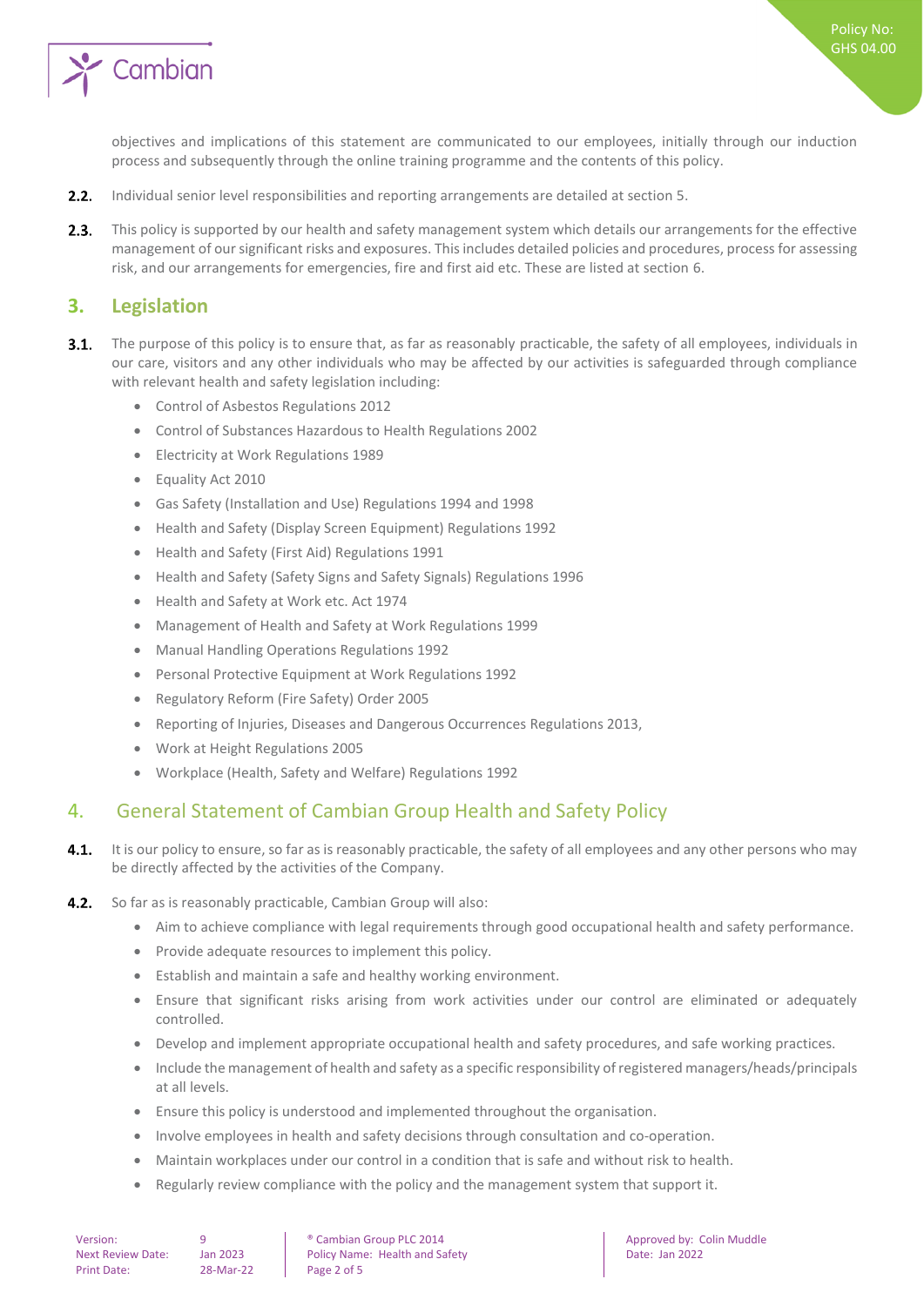objectives and implications of this statement are communicated to our employees, initially through our induction process and subsequently through the online training programme and the contents of this policy.

**2.2.** Individual senior level responsibilities and reporting arrangements are detailed at section 5.

**2.3.** This policy is supported by our health and safety management system which details our arrangements for the effective management of our significant risks and exposures. This includes detailed policies and procedures, process for assessing risk, and our arrangements for emergencies, fire and first aid etc. These are listed at section 6.

## 3. Legislation

**3.1.** The purpose of this policy is to ensure that, as far as reasonably practicable, the safety of all employees, individuals in our care, visitors and any other individuals who may be affected by our activities is safeguarded through compliance with relevant health and safety legislation including:

- Control of Asbestos Regulations 2012
- Control of Substances Hazardous to Health Regulations 2002
- Electricity at Work Regulations 1989
- Equality Act 2010
- Gas Safety (Installation and Use) Regulations 1994 and 1998
- Health and Safety (Display Screen Equipment) Regulations 1992
- Health and Safety (First Aid) Regulations 1991
- Health and Safety (Safety Signs and Safety Signals) Regulations 1996
- Health and Safety at Work etc. Act 1974
- Management of Health and Safety at Work Regulations 1999
- Manual Handling Operations Regulations 1992
- Personal Protective Equipment at Work Regulations 1992
- Regulatory Reform (Fire Safety) Order 2005
- Reporting of Injuries, Diseases and Dangerous Occurrences Regulations 2013,
- Work at Height Regulations 2005
- Workplace (Health, Safety and Welfare) Regulations 1992

## 4. General Statement of Cambian Group Health and Safety Policy

**4.1.** It is our policy to ensure, so far as is reasonably practicable, the safety of all employees and any other persons who may be directly affected by the activities of the Company.

**4.2.** So far as is reasonably practicable, Cambian Group will also:

- Aim to achieve compliance with legal requirements through good occupational health and safety performance.
- Provide adequate resources to implement this policy.
- Establish and maintain a safe and healthy working environment.
- Ensure that significant risks arising from work activities under our control are eliminated or adequately controlled.
- Develop and implement appropriate occupational health and safety procedures, and safe working practices.
- Include the management of health and safety as a specific responsibility of registered managers/heads/principals at all levels.
- Ensure this policy is understood and implemented throughout the organisation.
- Involve employees in health and safety decisions through consultation and co-operation.
- Maintain workplaces under our control in a condition that is safe and without risk to health.
- Regularly review compliance with the policy and the management system that support it.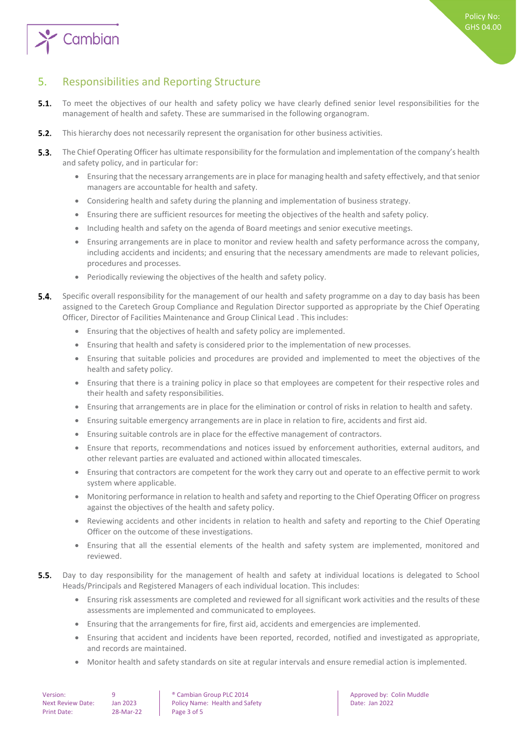## 5. Responsibilities and Reporting Structure

**5.1.** To meet the objectives of our health and safety policy we have clearly defined senior level responsibilities for the management of health and safety. These are summarised in the following organogram.

**5.2.** This hierarchy does not necessarily represent the organisation for other business activities.

**5.3.** The Chief Operating Officer has ultimate responsibility for the formulation and implementation of the company's health and safety policy, and in particular for:

- Ensuring that the necessary arrangements are in place for managing health and safety effectively, and that senior managers are accountable for health and safety.
- Considering health and safety during the planning and implementation of business strategy.
- Ensuring there are sufficient resources for meeting the objectives of the health and safety policy.
- Including health and safety on the agenda of Board meetings and senior executive meetings.
- Ensuring arrangements are in place to monitor and review health and safety performance across the company, including accidents and incidents; and ensuring that the necessary amendments are made to relevant policies, procedures and processes.
- Periodically reviewing the objectives of the health and safety policy.

**5.4.** Specific overall responsibility for the management of our health and safety programme on a day to day basis has been assigned to the Caretech Group Compliance and Regulation Director supported as appropriate by the Chief Operating Officer, Director of Facilities Maintenance and Group Clinical Lead . This includes:

- Ensuring that the objectives of health and safety policy are implemented.
- Ensuring that health and safety is considered prior to the implementation of new processes.
- Ensuring that suitable policies and procedures are provided and implemented to meet the objectives of the health and safety policy.
- Ensuring that there is a training policy in place so that employees are competent for their respective roles and their health and safety responsibilities.
- Ensuring that arrangements are in place for the elimination or control of risks in relation to health and safety.
- Ensuring suitable emergency arrangements are in place in relation to fire, accidents and first aid.
- Ensuring suitable controls are in place for the effective management of contractors.
- Ensure that reports, recommendations and notices issued by enforcement authorities, external auditors, and other relevant parties are evaluated and actioned within allocated timescales.
- Ensuring that contractors are competent for the work they carry out and operate to an effective permit to work system where applicable.
- Monitoring performance in relation to health and safety and reporting to the Chief Operating Officer on progress against the objectives of the health and safety policy.
- Reviewing accidents and other incidents in relation to health and safety and reporting to the Chief Operating Officer on the outcome of these investigations.
- Ensuring that all the essential elements of the health and safety system are implemented, monitored and reviewed.

**5.5.** Day to day responsibility for the management of health and safety at individual locations is delegated to School Heads/Principals and Registered Managers of each individual location. This includes:

- Ensuring risk assessments are completed and reviewed for all significant work activities and the results of these assessments are implemented and communicated to employees.
- Ensuring that the arrangements for fire, first aid, accidents and emergencies are implemented.
- Ensuring that accident and incidents have been reported, recorded, notified and investigated as appropriate, and records are maintained.
- Monitor health and safety standards on site at regular intervals and ensure remedial action is implemented.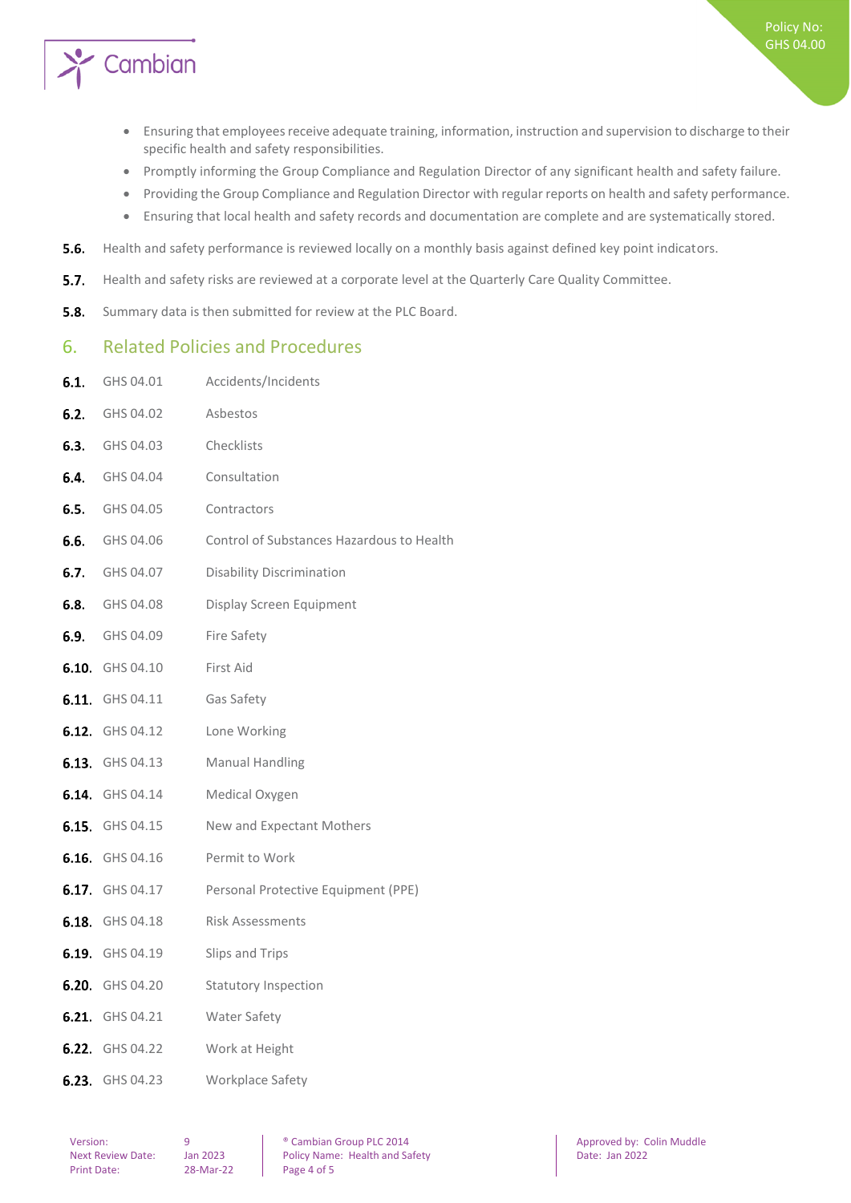- Ensuring that employees receive adequate training, information, instruction and supervision to discharge to their specific health and safety responsibilities.
- Promptly informing the Group Compliance and Regulation Director of any significant health and safety failure.
- Providing the Group Compliance and Regulation Director with regular reports on health and safety performance.
- Ensuring that local health and safety records and documentation are complete and are systematically stored.

**5.6.** Health and safety performance is reviewed locally on a monthly basis against defined key point indicators.

**5.7.** Health and safety risks are reviewed at a corporate level at the Quarterly Care Quality Committee.

**5.8.** Summary data is then submitted for review at the PLC Board.

## 6. Related Policies and Procedures

**6.1.** GHS 04.01 Accidents/Incidents

**6.2.** GHS 04.02 Asbestos

**6.3.** GHS 04.03 Checklists

**6.4.** GHS 04.04 Consultation

**6.5.** GHS 04.05 Contractors

**6.6.** GHS 04.06 Control of Substances Hazardous to Health

**6.7.** GHS 04.07 Disability Discrimination

**6.8.** GHS 04.08 Display Screen Equipment

**6.9.** GHS 04.09 Fire Safety

**6.10.** GHS 04.10 First Aid

**6.11.** GHS 04.11 Gas Safety

**6.12.** GHS 04.12 Lone Working

**6.13.** GHS 04.13 Manual Handling

**6.14.** GHS 04.14 Medical Oxygen

**6.15.** GHS 04.15 New and Expectant Mothers

**6.16.** GHS 04.16 Permit to Work

**6.17.** GHS 04.17 Personal Protective Equipment (PPE)

**6.18.** GHS 04.18 Risk Assessments

**6.19.** GHS 04.19 Slips and Trips

**6.20.** GHS 04.20 Statutory Inspection

**6.21.** GHS 04.21 Water Safety

**6.22.** GHS 04.22 Work at Height

**6.23.** GHS 04.23 Workplace Safety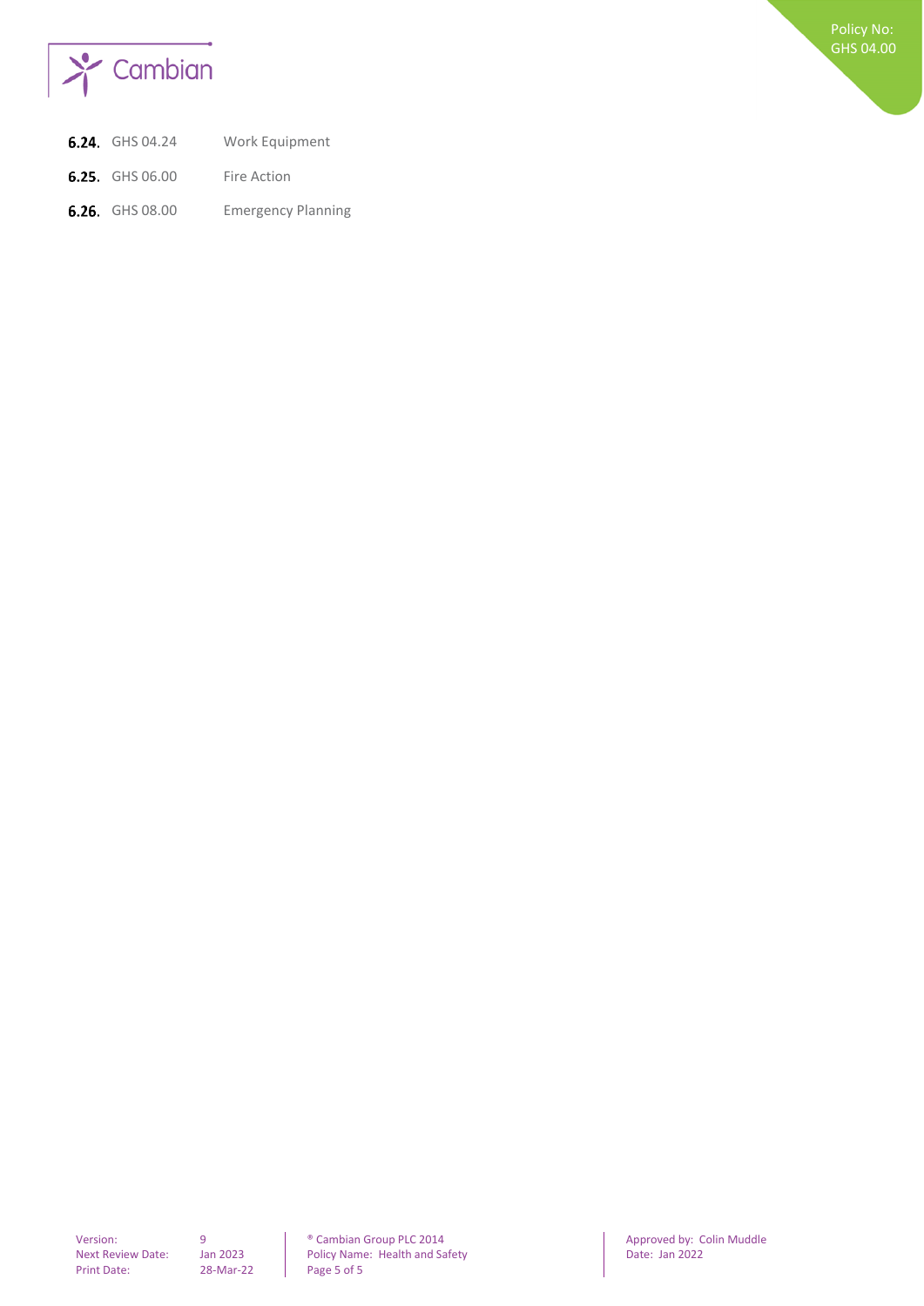**6.24.** GHS 04.24 Work Equipment

**6.25.** GHS 06.00 Fire Action

**6.26.** GHS 08.00 Emergency Planning